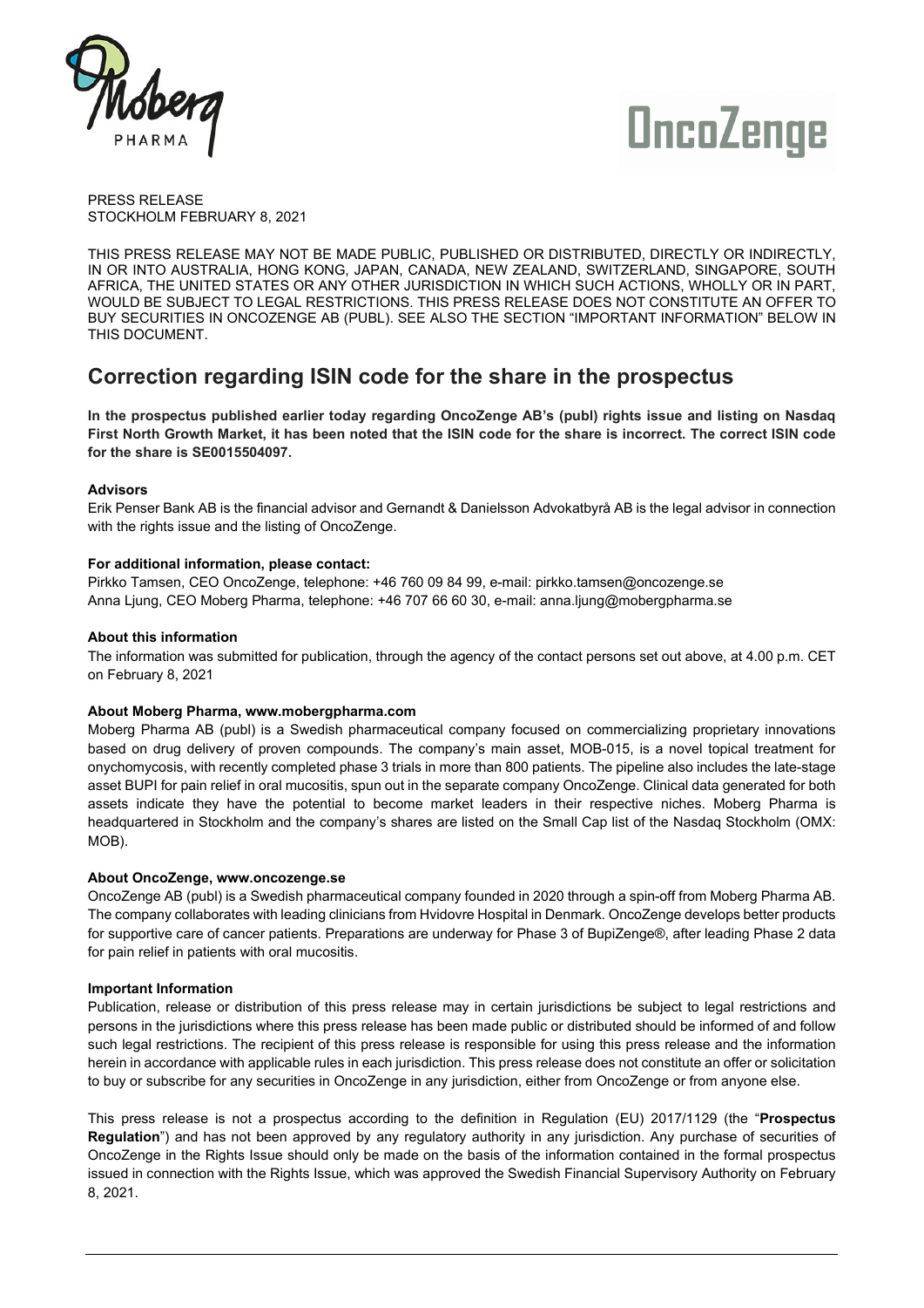PRESS RELEASE
STOCKHOLM FEBRUARY 8, 2021

THIS PRESS RELEASE MAY NOT BE MADE PUBLIC, PUBLISHED OR DISTRIBUTED, DIRECTLY OR INDIRECTLY, IN OR INTO AUSTRALIA, HONG KONG, JAPAN, CANADA, NEW ZEALAND, SWITZERLAND, SINGAPORE, SOUTH AFRICA, THE UNITED STATES OR ANY OTHER JURISDICTION IN WHICH SUCH ACTIONS, WHOLLY OR IN PART, WOULD BE SUBJECT TO LEGAL RESTRICTIONS. THIS PRESS RELEASE DOES NOT CONSTITUTE AN OFFER TO BUY SECURITIES IN ONCOZENGE AB (PUBL). SEE ALSO THE SECTION "IMPORTANT INFORMATION" BELOW IN THIS DOCUMENT.

# Correction regarding ISIN code for the share in the prospectus

**In the prospectus published earlier today regarding OncoZenge AB's (publ) rights issue and listing on Nasdaq First North Growth Market, it has been noted that the ISIN code for the share is incorrect. The correct ISIN code for the share is SE0015504097.**

**Advisors**

Erik Penser Bank AB is the financial advisor and Gernandt & Danielsson Advokatbyrå AB is the legal advisor in connection with the rights issue and the listing of OncoZenge.

**For additional information, please contact:**

Pirkko Tamsen, CEO OncoZenge, telephone: +46 760 09 84 99, e-mail: pirkko.tamsen@oncozenge.se
Anna Ljung, CEO Moberg Pharma, telephone: +46 707 66 60 30, e-mail: anna.ljung@mobergpharma.se

**About this information**

The information was submitted for publication, through the agency of the contact persons set out above, at 4.00 p.m. CET on February 8, 2021

**About Moberg Pharma, www.mobergpharma.com**

Moberg Pharma AB (publ) is a Swedish pharmaceutical company focused on commercializing proprietary innovations based on drug delivery of proven compounds. The company's main asset, MOB-015, is a novel topical treatment for onychomycosis, with recently completed phase 3 trials in more than 800 patients. The pipeline also includes the late-stage asset BUPI for pain relief in oral mucositis, spun out in the separate company OncoZenge. Clinical data generated for both assets indicate they have the potential to become market leaders in their respective niches. Moberg Pharma is headquartered in Stockholm and the company's shares are listed on the Small Cap list of the Nasdaq Stockholm (OMX: MOB).

**About OncoZenge, www.oncozenge.se**

OncoZenge AB (publ) is a Swedish pharmaceutical company founded in 2020 through a spin-off from Moberg Pharma AB. The company collaborates with leading clinicians from Hvidovre Hospital in Denmark. OncoZenge develops better products for supportive care of cancer patients. Preparations are underway for Phase 3 of BupiZenge®, after leading Phase 2 data for pain relief in patients with oral mucositis.

**Important Information**

Publication, release or distribution of this press release may in certain jurisdictions be subject to legal restrictions and persons in the jurisdictions where this press release has been made public or distributed should be informed of and follow such legal restrictions. The recipient of this press release is responsible for using this press release and the information herein in accordance with applicable rules in each jurisdiction. This press release does not constitute an offer or solicitation to buy or subscribe for any securities in OncoZenge in any jurisdiction, either from OncoZenge or from anyone else.

This press release is not a prospectus according to the definition in Regulation (EU) 2017/1129 (the "**Prospectus Regulation**") and has not been approved by any regulatory authority in any jurisdiction. Any purchase of securities of OncoZenge in the Rights Issue should only be made on the basis of the information contained in the formal prospectus issued in connection with the Rights Issue, which was approved the Swedish Financial Supervisory Authority on February 8, 2021.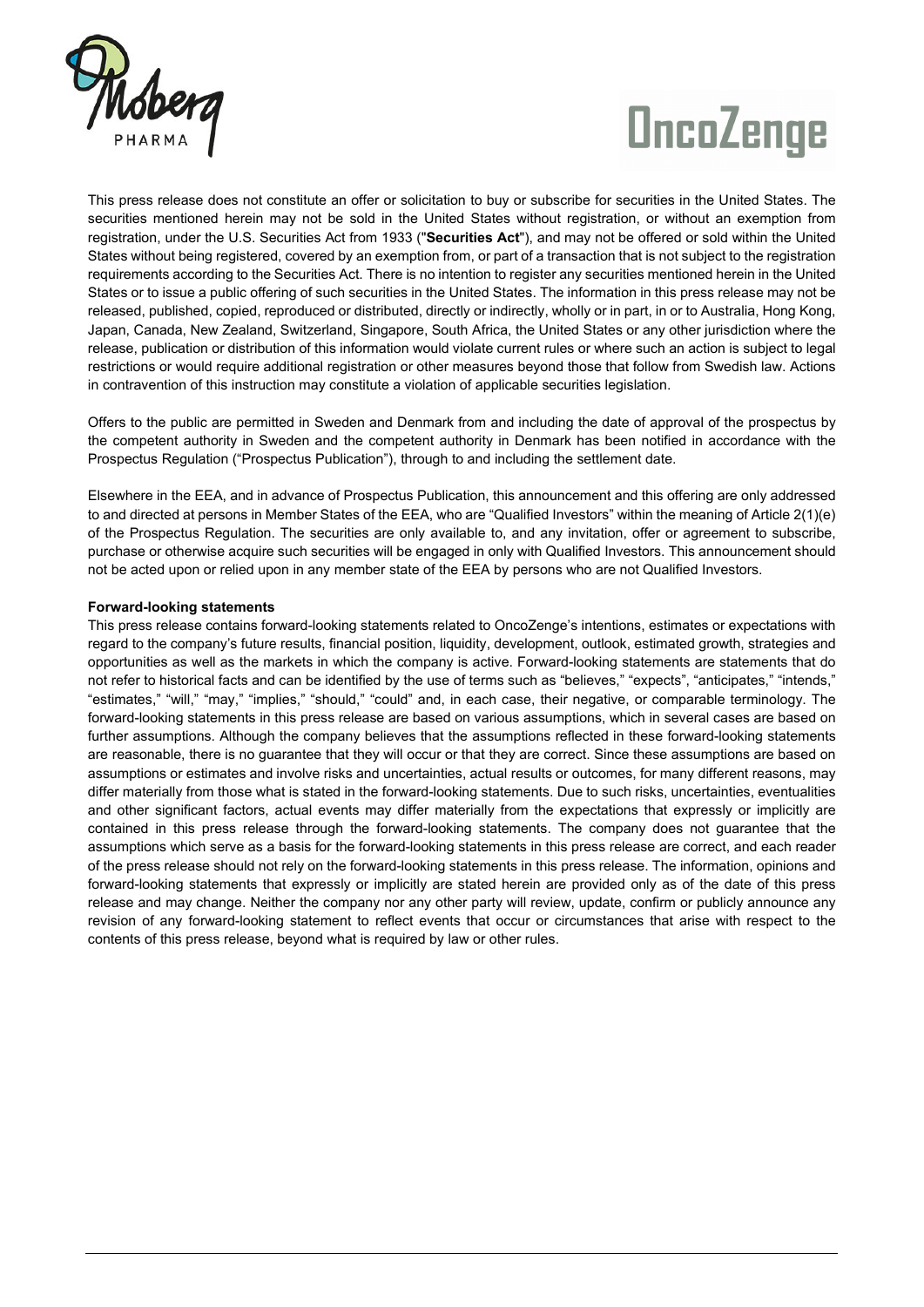This press release does not constitute an offer or solicitation to buy or subscribe for securities in the United States. The securities mentioned herein may not be sold in the United States without registration, or without an exemption from registration, under the U.S. Securities Act from 1933 ("**Securities Act**"), and may not be offered or sold within the United States without being registered, covered by an exemption from, or part of a transaction that is not subject to the registration requirements according to the Securities Act. There is no intention to register any securities mentioned herein in the United States or to issue a public offering of such securities in the United States. The information in this press release may not be released, published, copied, reproduced or distributed, directly or indirectly, wholly or in part, in or to Australia, Hong Kong, Japan, Canada, New Zealand, Switzerland, Singapore, South Africa, the United States or any other jurisdiction where the release, publication or distribution of this information would violate current rules or where such an action is subject to legal restrictions or would require additional registration or other measures beyond those that follow from Swedish law. Actions in contravention of this instruction may constitute a violation of applicable securities legislation.

Offers to the public are permitted in Sweden and Denmark from and including the date of approval of the prospectus by the competent authority in Sweden and the competent authority in Denmark has been notified in accordance with the Prospectus Regulation ("Prospectus Publication"), through to and including the settlement date.

Elsewhere in the EEA, and in advance of Prospectus Publication, this announcement and this offering are only addressed to and directed at persons in Member States of the EEA, who are "Qualified Investors" within the meaning of Article 2(1)(e) of the Prospectus Regulation. The securities are only available to, and any invitation, offer or agreement to subscribe, purchase or otherwise acquire such securities will be engaged in only with Qualified Investors. This announcement should not be acted upon or relied upon in any member state of the EEA by persons who are not Qualified Investors.

**Forward-looking statements**

This press release contains forward-looking statements related to OncoZenge's intentions, estimates or expectations with regard to the company's future results, financial position, liquidity, development, outlook, estimated growth, strategies and opportunities as well as the markets in which the company is active. Forward-looking statements are statements that do not refer to historical facts and can be identified by the use of terms such as "believes," "expects", "anticipates," "intends," "estimates," "will," "may," "implies," "should," "could" and, in each case, their negative, or comparable terminology. The forward-looking statements in this press release are based on various assumptions, which in several cases are based on further assumptions. Although the company believes that the assumptions reflected in these forward-looking statements are reasonable, there is no guarantee that they will occur or that they are correct. Since these assumptions are based on assumptions or estimates and involve risks and uncertainties, actual results or outcomes, for many different reasons, may differ materially from those what is stated in the forward-looking statements. Due to such risks, uncertainties, eventualities and other significant factors, actual events may differ materially from the expectations that expressly or implicitly are contained in this press release through the forward-looking statements. The company does not guarantee that the assumptions which serve as a basis for the forward-looking statements in this press release are correct, and each reader of the press release should not rely on the forward-looking statements in this press release. The information, opinions and forward-looking statements that expressly or implicitly are stated herein are provided only as of the date of this press release and may change. Neither the company nor any other party will review, update, confirm or publicly announce any revision of any forward-looking statement to reflect events that occur or circumstances that arise with respect to the contents of this press release, beyond what is required by law or other rules.